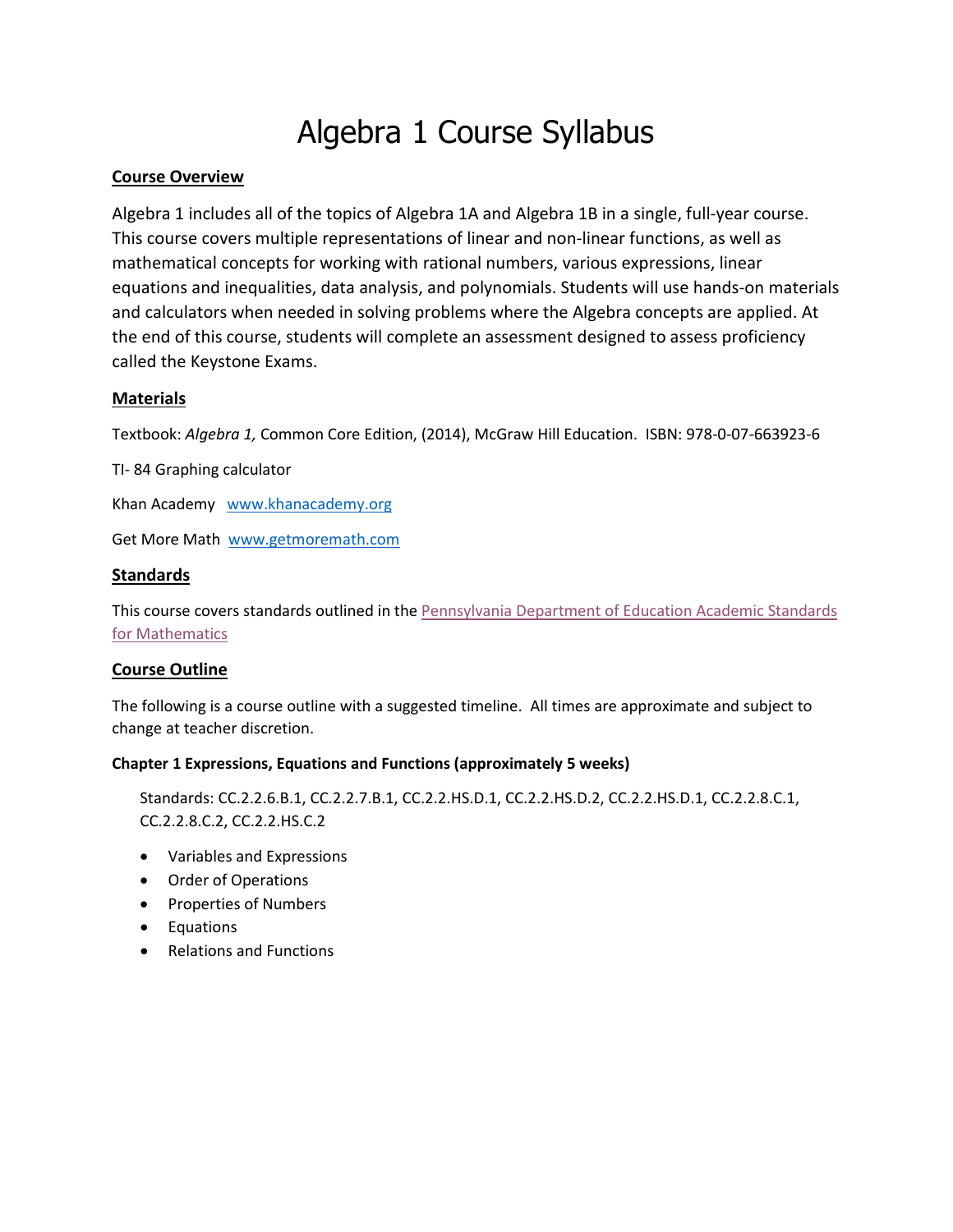# Algebra 1 Course Syllabus

## Course Overview

Algebra 1 includes all of the topics of Algebra 1A and Algebra 1B in a single, full-year course. This course covers multiple representations of linear and non-linear functions, as well as mathematical concepts for working with rational numbers, various expressions, linear equations and inequalities, data analysis, and polynomials. Students will use hands-on materials and calculators when needed in solving problems where the Algebra concepts are applied. At the end of this course, students will complete an assessment designed to assess proficiency called the Keystone Exams.

## Materials

Textbook: *Algebra 1,* Common Core Edition, (2014), McGraw Hill Education. ISBN: 978-0-07-663923-6

TI- 84 Graphing calculator

Khan Academy [www.khanacademy.org](www.khanacademy.org)

Get More Math [www.getmoremath.com](www.getmoremath.com)

## Standards

This course covers standards outlined in the Pennsylvania Department of Education Academic Standards for Mathematics

## Course Outline

The following is a course outline with a suggested timeline. All times are approximate and subject to change at teacher discretion.

### Chapter 1 Expressions, Equations and Functions (approximately 5 weeks)

Standards: CC.2.2.6.B.1, CC.2.2.7.B.1, CC.2.2.HS.D.1, CC.2.2.HS.D.2, CC.2.2.HS.D.1, CC.2.2.8.C.1, CC.2.2.8.C.2, CC.2.2.HS.C.2

- Variables and Expressions
- Order of Operations
- Properties of Numbers
- Equations
- Relations and Functions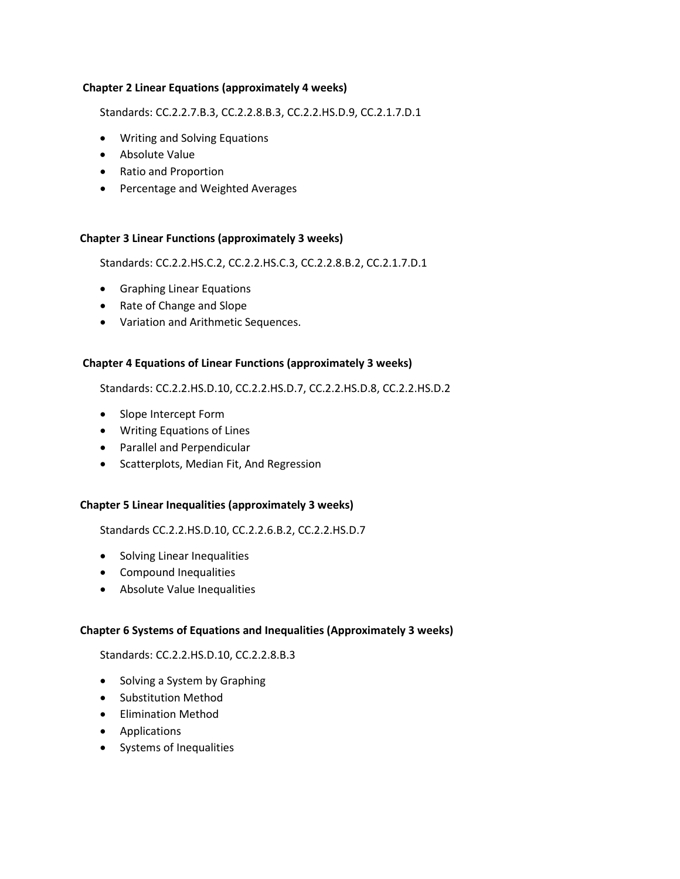**Chapter 2 Linear Equations (approximately 4 weeks)**

Standards: CC.2.2.7.B.3, CC.2.2.8.B.3, CC.2.2.HS.D.9, CC.2.1.7.D.1

- Writing and Solving Equations
- Absolute Value
- Ratio and Proportion
- Percentage and Weighted Averages

**Chapter 3 Linear Functions (approximately 3 weeks)**

Standards: CC.2.2.HS.C.2, CC.2.2.HS.C.3, CC.2.2.8.B.2, CC.2.1.7.D.1

- Graphing Linear Equations
- Rate of Change and Slope
- Variation and Arithmetic Sequences.

**Chapter 4 Equations of Linear Functions (approximately 3 weeks)**

Standards: CC.2.2.HS.D.10, CC.2.2.HS.D.7, CC.2.2.HS.D.8, CC.2.2.HS.D.2

- Slope Intercept Form
- Writing Equations of Lines
- Parallel and Perpendicular
- Scatterplots, Median Fit, And Regression

**Chapter 5 Linear Inequalities (approximately 3 weeks)**

Standards CC.2.2.HS.D.10, CC.2.2.6.B.2, CC.2.2.HS.D.7

- Solving Linear Inequalities
- Compound Inequalities
- Absolute Value Inequalities

**Chapter 6 Systems of Equations and Inequalities (Approximately 3 weeks)**

Standards: CC.2.2.HS.D.10, CC.2.2.8.B.3

- Solving a System by Graphing
- Substitution Method
- Elimination Method
- Applications
- Systems of Inequalities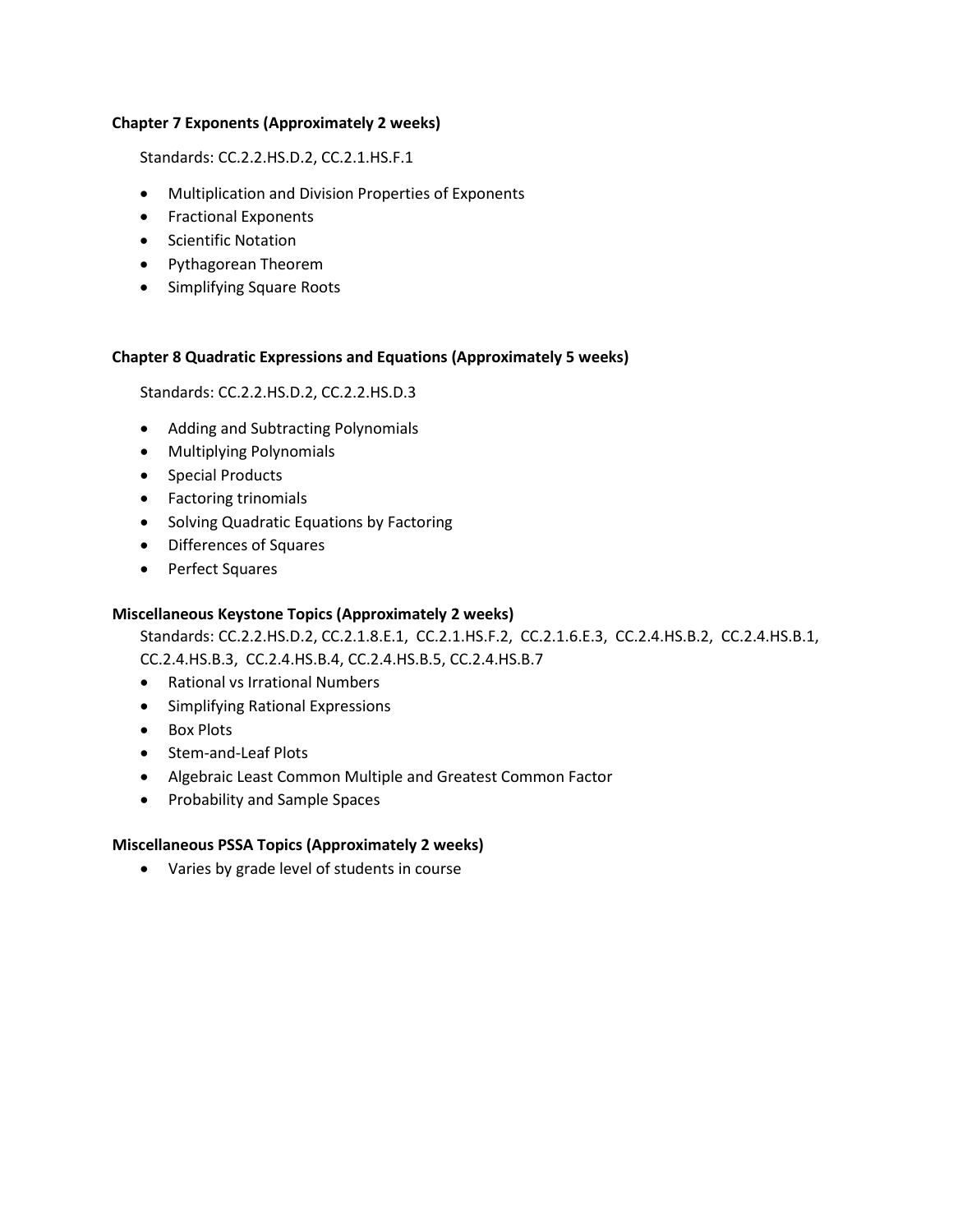**Chapter 7 Exponents (Approximately 2 weeks)**

Standards: CC.2.2.HS.D.2, CC.2.1.HS.F.1

- Multiplication and Division Properties of Exponents
- Fractional Exponents
- Scientific Notation
- Pythagorean Theorem
- Simplifying Square Roots

**Chapter 8 Quadratic Expressions and Equations (Approximately 5 weeks)**

Standards: CC.2.2.HS.D.2, CC.2.2.HS.D.3

- Adding and Subtracting Polynomials
- Multiplying Polynomials
- Special Products
- Factoring trinomials
- Solving Quadratic Equations by Factoring
- Differences of Squares
- Perfect Squares

**Miscellaneous Keystone Topics (Approximately 2 weeks)**

Standards: CC.2.2.HS.D.2, CC.2.1.8.E.1, CC.2.1.HS.F.2, CC.2.1.6.E.3, CC.2.4.HS.B.2, CC.2.4.HS.B.1, CC.2.4.HS.B.3, CC.2.4.HS.B.4, CC.2.4.HS.B.5, CC.2.4.HS.B.7

- Rational vs Irrational Numbers
- Simplifying Rational Expressions
- Box Plots
- Stem-and-Leaf Plots
- Algebraic Least Common Multiple and Greatest Common Factor
- Probability and Sample Spaces

**Miscellaneous PSSA Topics (Approximately 2 weeks)**

- Varies by grade level of students in course